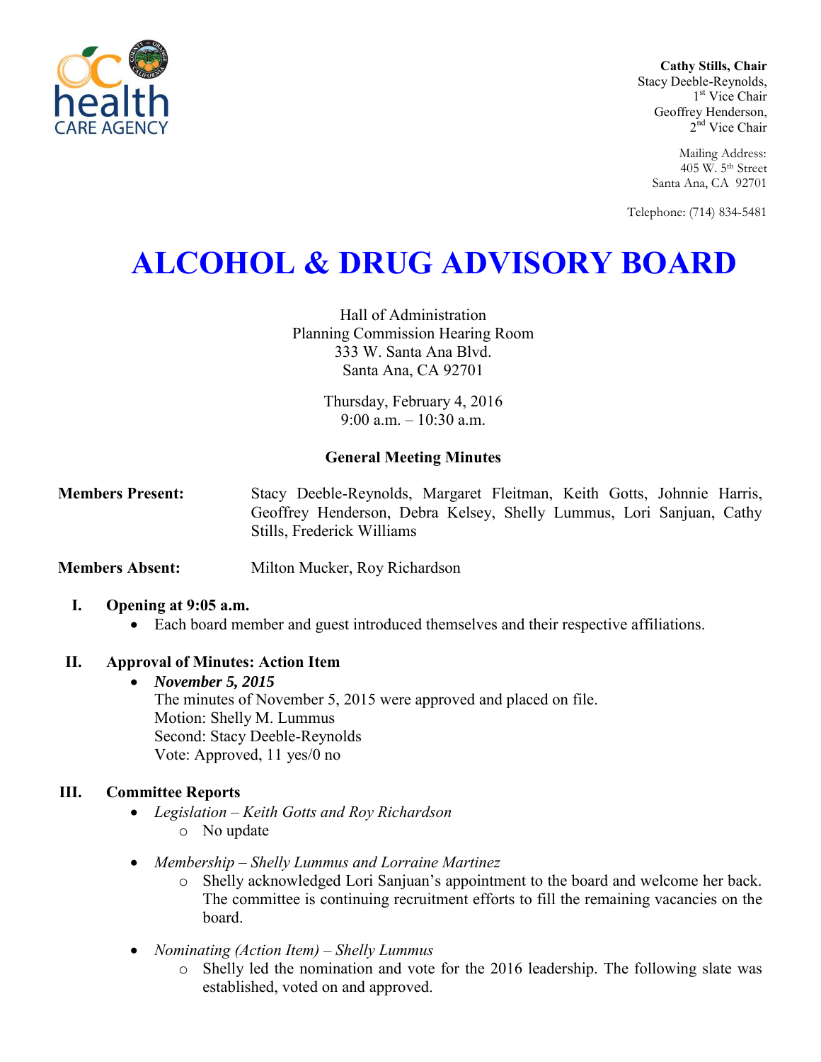Cathy Stills, Chair
Stacy Deeble-Reynolds, 1st Vice Chair
Geoffrey Henderson, 2nd Vice Chair

Mailing Address:
405 W. 5th Street
Santa Ana, CA 92701

Telephone: (714) 834-5481

# ALCOHOL & DRUG ADVISORY BOARD

Hall of Administration
Planning Commission Hearing Room
333 W. Santa Ana Blvd.
Santa Ana, CA 92701

Thursday, February 4, 2016
9:00 a.m. – 10:30 a.m.

## General Meeting Minutes

**Members Present:** Stacy Deeble-Reynolds, Margaret Fleitman, Keith Gotts, Johnnie Harris, Geoffrey Henderson, Debra Kelsey, Shelly Lummus, Lori Sanjuan, Cathy Stills, Frederick Williams

**Members Absent:** Milton Mucker, Roy Richardson

**I. Opening at 9:05 a.m.**

- Each board member and guest introduced themselves and their respective affiliations.

**II. Approval of Minutes: Action Item**

- ***November 5, 2015***
  The minutes of November 5, 2015 were approved and placed on file.
  Motion: Shelly M. Lummus
  Second: Stacy Deeble-Reynolds
  Vote: Approved, 11 yes/0 no

**III. Committee Reports**

- *Legislation – Keith Gotts and Roy Richardson*
  - No update
- *Membership – Shelly Lummus and Lorraine Martinez*
  - Shelly acknowledged Lori Sanjuan's appointment to the board and welcome her back. The committee is continuing recruitment efforts to fill the remaining vacancies on the board.
- *Nominating (Action Item) – Shelly Lummus*
  - Shelly led the nomination and vote for the 2016 leadership. The following slate was established, voted on and approved.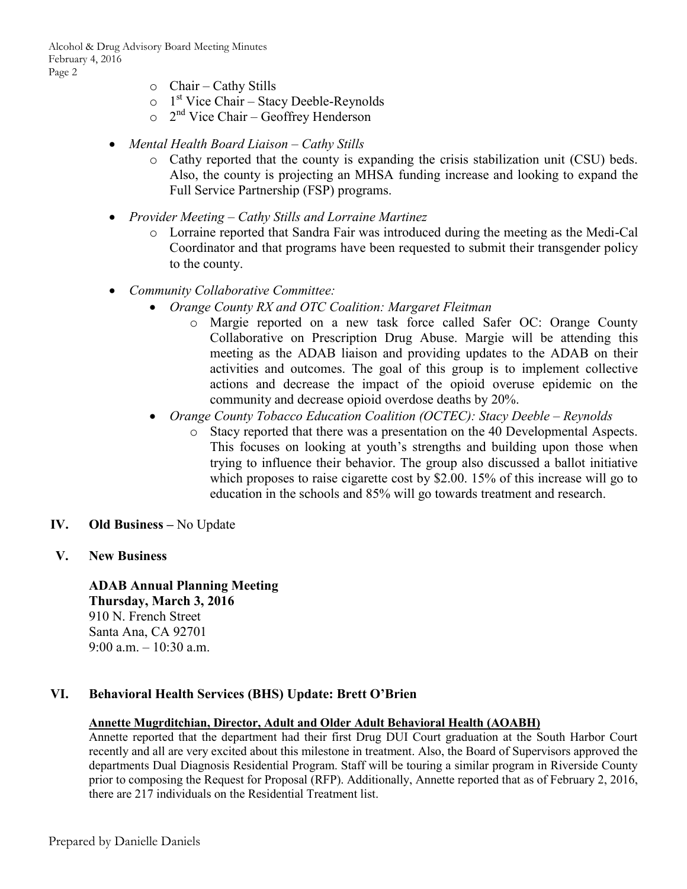- Chair – Cathy Stills
    - 1st Vice Chair – Stacy Deeble-Reynolds
    - 2nd Vice Chair – Geoffrey Henderson

- *Mental Health Board Liaison – Cathy Stills*
    - Cathy reported that the county is expanding the crisis stabilization unit (CSU) beds. Also, the county is projecting an MHSA funding increase and looking to expand the Full Service Partnership (FSP) programs.

- *Provider Meeting – Cathy Stills and Lorraine Martinez*
    - Lorraine reported that Sandra Fair was introduced during the meeting as the Medi-Cal Coordinator and that programs have been requested to submit their transgender policy to the county.

- *Community Collaborative Committee:*
    - *Orange County RX and OTC Coalition: Margaret Fleitman*
        - Margie reported on a new task force called Safer OC: Orange County Collaborative on Prescription Drug Abuse. Margie will be attending this meeting as the ADAB liaison and providing updates to the ADAB on their activities and outcomes. The goal of this group is to implement collective actions and decrease the impact of the opioid overuse epidemic on the community and decrease opioid overdose deaths by 20%.
    - *Orange County Tobacco Education Coalition (OCTEC): Stacy Deeble – Reynolds*
        - Stacy reported that there was a presentation on the 40 Developmental Aspects. This focuses on looking at youth's strengths and building upon those when trying to influence their behavior. The group also discussed a ballot initiative which proposes to raise cigarette cost by $2.00. 15% of this increase will go to education in the schools and 85% will go towards treatment and research.

**IV. Old Business –** No Update

**V. New Business**

**ADAB Annual Planning Meeting**
**Thursday, March 3, 2016**
910 N. French Street
Santa Ana, CA 92701
9:00 a.m. – 10:30 a.m.

**VI. Behavioral Health Services (BHS) Update: Brett O'Brien**

**Annette Mugrditchian, Director, Adult and Older Adult Behavioral Health (AOABH)**

Annette reported that the department had their first Drug DUI Court graduation at the South Harbor Court recently and all are very excited about this milestone in treatment. Also, the Board of Supervisors approved the departments Dual Diagnosis Residential Program. Staff will be touring a similar program in Riverside County prior to composing the Request for Proposal (RFP). Additionally, Annette reported that as of February 2, 2016, there are 217 individuals on the Residential Treatment list.

Prepared by Danielle Daniels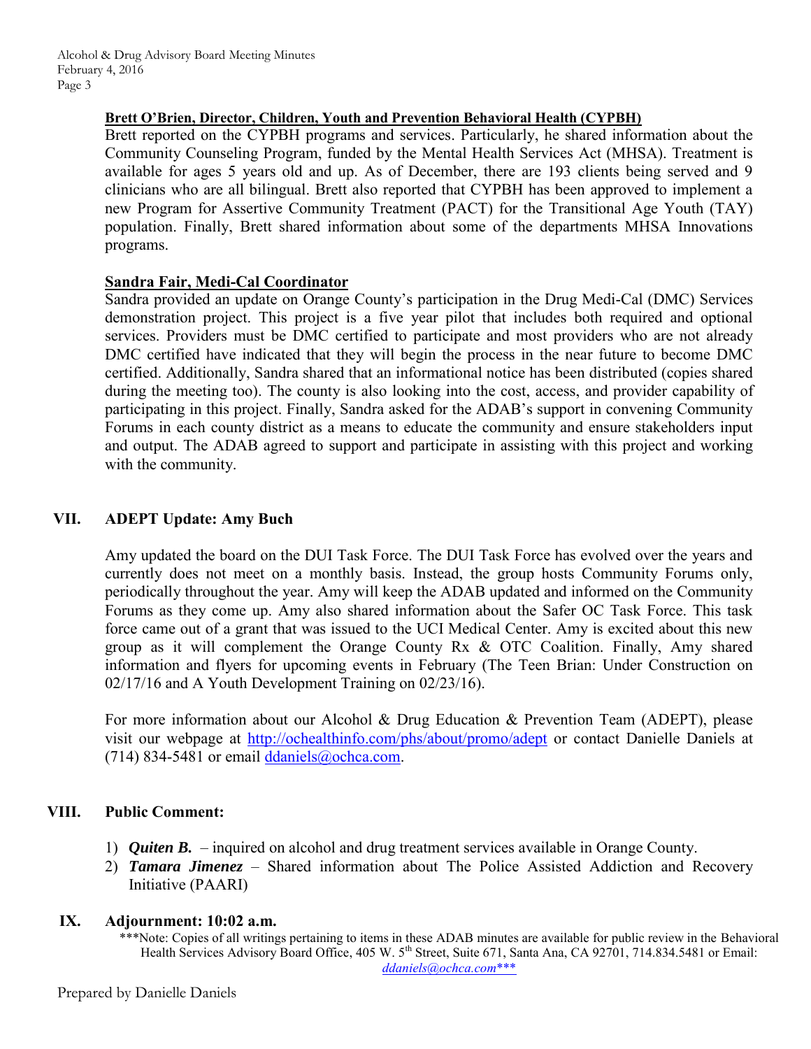**Brett O'Brien, Director, Children, Youth and Prevention Behavioral Health (CYPBH)**

Brett reported on the CYPBH programs and services. Particularly, he shared information about the Community Counseling Program, funded by the Mental Health Services Act (MHSA). Treatment is available for ages 5 years old and up. As of December, there are 193 clients being served and 9 clinicians who are all bilingual. Brett also reported that CYPBH has been approved to implement a new Program for Assertive Community Treatment (PACT) for the Transitional Age Youth (TAY) population. Finally, Brett shared information about some of the departments MHSA Innovations programs.

**Sandra Fair, Medi-Cal Coordinator**

Sandra provided an update on Orange County's participation in the Drug Medi-Cal (DMC) Services demonstration project. This project is a five year pilot that includes both required and optional services. Providers must be DMC certified to participate and most providers who are not already DMC certified have indicated that they will begin the process in the near future to become DMC certified. Additionally, Sandra shared that an informational notice has been distributed (copies shared during the meeting too). The county is also looking into the cost, access, and provider capability of participating in this project. Finally, Sandra asked for the ADAB's support in convening Community Forums in each county district as a means to educate the community and ensure stakeholders input and output. The ADAB agreed to support and participate in assisting with this project and working with the community.

## VII. ADEPT Update: Amy Buch

Amy updated the board on the DUI Task Force. The DUI Task Force has evolved over the years and currently does not meet on a monthly basis. Instead, the group hosts Community Forums only, periodically throughout the year. Amy will keep the ADAB updated and informed on the Community Forums as they come up. Amy also shared information about the Safer OC Task Force. This task force came out of a grant that was issued to the UCI Medical Center. Amy is excited about this new group as it will complement the Orange County Rx & OTC Coalition. Finally, Amy shared information and flyers for upcoming events in February (The Teen Brian: Under Construction on 02/17/16 and A Youth Development Training on 02/23/16).

For more information about our Alcohol & Drug Education & Prevention Team (ADEPT), please visit our webpage at http://ochealthinfo.com/phs/about/promo/adept or contact Danielle Daniels at (714) 834-5481 or email ddaniels@ochca.com.

## VIII. Public Comment:

1) ***Quiten B.*** – inquired on alcohol and drug treatment services available in Orange County.
2) ***Tamara Jimenez*** – Shared information about The Police Assisted Addiction and Recovery Initiative (PAARI)

## IX. Adjournment: 10:02 a.m.

***Note: Copies of all writings pertaining to items in these ADAB minutes are available for public review in the Behavioral Health Services Advisory Board Office, 405 W. 5th Street, Suite 671, Santa Ana, CA 92701, 714.834.5481 or Email: ddaniels@ochca.com***

Prepared by Danielle Daniels